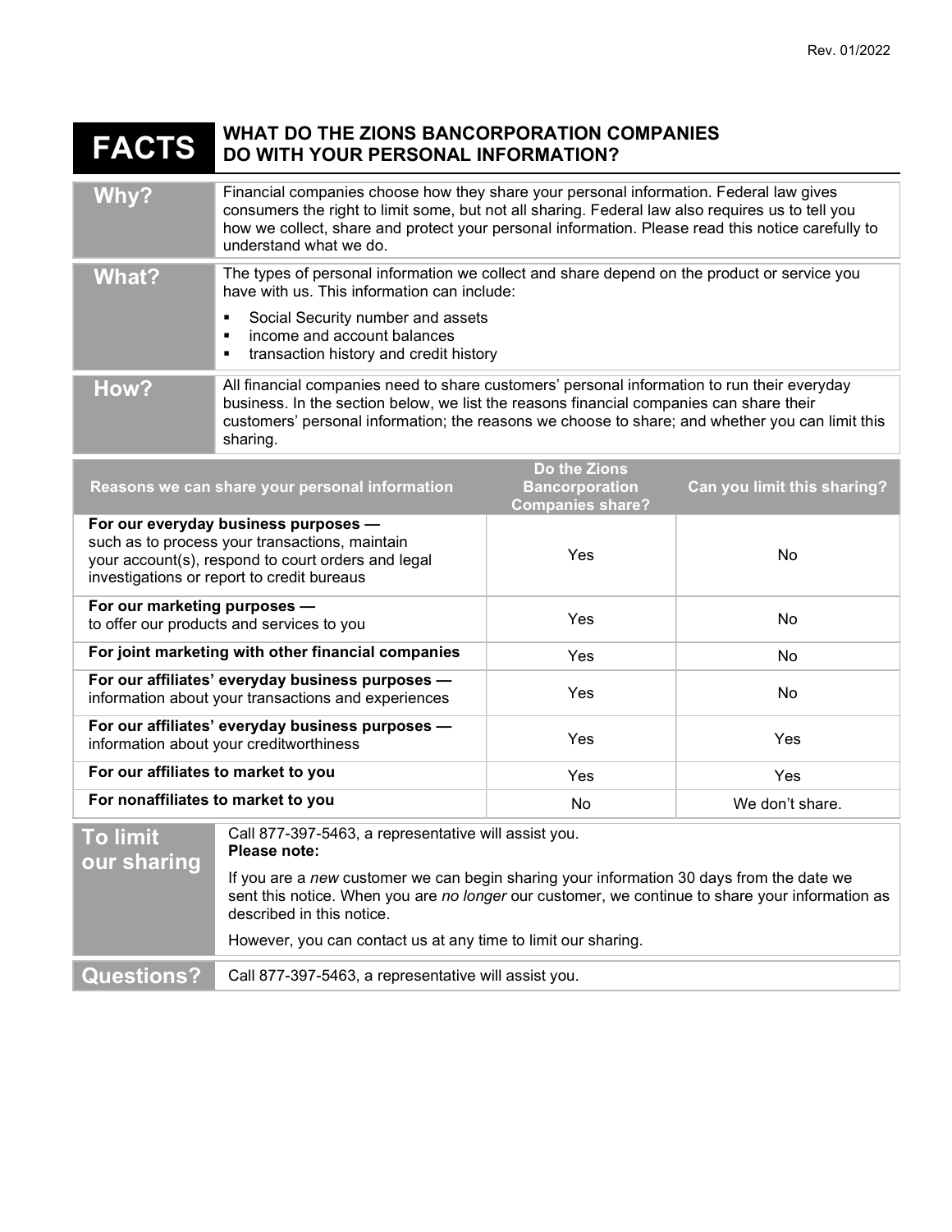Rev. 01/2022

# FACTS — WHAT DO THE ZIONS BANCORPORATION COMPANIES DO WITH YOUR PERSONAL INFORMATION?

| | |
|---|---|
| **Why?** | Financial companies choose how they share your personal information. Federal law gives consumers the right to limit some, but not all sharing. Federal law also requires us to tell you how we collect, share and protect your personal information. Please read this notice carefully to understand what we do. |
| **What?** | The types of personal information we collect and share depend on the product or service you have with us. This information can include:<br>▪ Social Security number and assets<br>▪ income and account balances<br>▪ transaction history and credit history |
| **How?** | All financial companies need to share customers' personal information to run their everyday business. In the section below, we list the reasons financial companies can share their customers' personal information; the reasons we choose to share; and whether you can limit this sharing. |

| Reasons we can share your personal information | Do the Zions Bancorporation Companies share? | Can you limit this sharing? |
|---|---|---|
| **For our everyday business purposes —** such as to process your transactions, maintain your account(s), respond to court orders and legal investigations or report to credit bureaus | Yes | No |
| **For our marketing purposes —** to offer our products and services to you | Yes | No |
| **For joint marketing with other financial companies** | Yes | No |
| **For our affiliates' everyday business purposes —** information about your transactions and experiences | Yes | No |
| **For our affiliates' everyday business purposes —** information about your creditworthiness | Yes | Yes |
| **For our affiliates to market to you** | Yes | Yes |
| **For nonaffiliates to market to you** | No | We don't share. |

| | |
|---|---|
| **To limit our sharing** | Call 877-397-5463, a representative will assist you.<br>**Please note:**<br>If you are a *new* customer we can begin sharing your information 30 days from the date we sent this notice. When you are *no longer* our customer, we continue to share your information as described in this notice.<br>However, you can contact us at any time to limit our sharing. |
| **Questions?** | Call 877-397-5463, a representative will assist you. |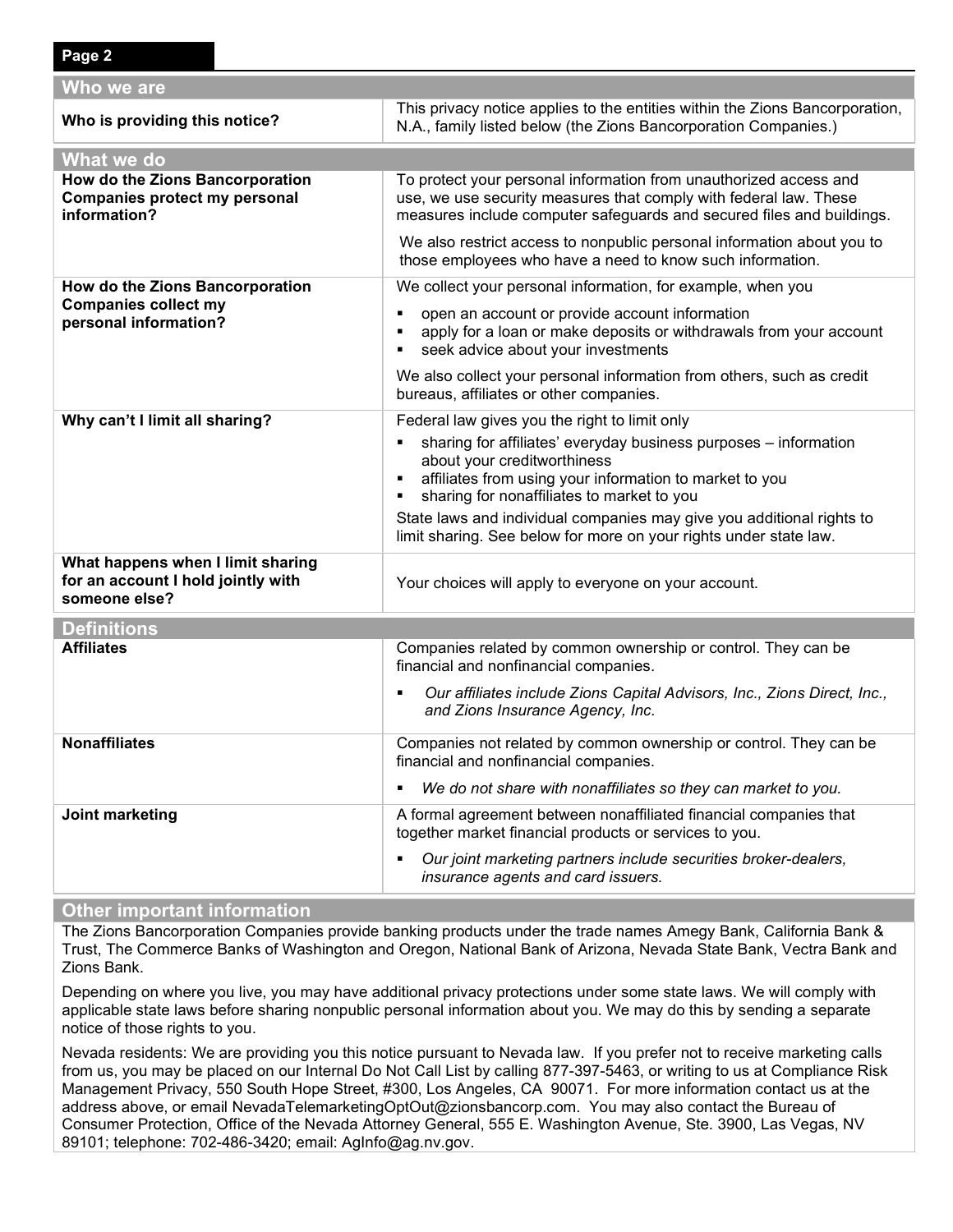| Who we are | |
|---|---|
| **Who is providing this notice?** | This privacy notice applies to the entities within the Zions Bancorporation, N.A., family listed below (the Zions Bancorporation Companies.) |

| What we do | |
|---|---|
| **How do the Zions Bancorporation Companies protect my personal information?** | To protect your personal information from unauthorized access and use, we use security measures that comply with federal law. These measures include computer safeguards and secured files and buildings.<br><br>We also restrict access to nonpublic personal information about you to those employees who have a need to know such information. |
| **How do the Zions Bancorporation Companies collect my personal information?** | We collect your personal information, for example, when you<br>▪ open an account or provide account information<br>▪ apply for a loan or make deposits or withdrawals from your account<br>▪ seek advice about your investments<br><br>We also collect your personal information from others, such as credit bureaus, affiliates or other companies. |
| **Why can't I limit all sharing?** | Federal law gives you the right to limit only<br>▪ sharing for affiliates' everyday business purposes – information about your creditworthiness<br>▪ affiliates from using your information to market to you<br>▪ sharing for nonaffiliates to market to you<br><br>State laws and individual companies may give you additional rights to limit sharing. See below for more on your rights under state law. |
| **What happens when I limit sharing for an account I hold jointly with someone else?** | Your choices will apply to everyone on your account. |

| Definitions | |
|---|---|
| **Affiliates** | Companies related by common ownership or control. They can be financial and nonfinancial companies.<br>▪ *Our affiliates include Zions Capital Advisors, Inc., Zions Direct, Inc., and Zions Insurance Agency, Inc.* |
| **Nonaffiliates** | Companies not related by common ownership or control. They can be financial and nonfinancial companies.<br>▪ *We do not share with nonaffiliates so they can market to you.* |
| **Joint marketing** | A formal agreement between nonaffiliated financial companies that together market financial products or services to you.<br>▪ *Our joint marketing partners include securities broker-dealers, insurance agents and card issuers.* |

## Other important information

The Zions Bancorporation Companies provide banking products under the trade names Amegy Bank, California Bank & Trust, The Commerce Banks of Washington and Oregon, National Bank of Arizona, Nevada State Bank, Vectra Bank and Zions Bank.

Depending on where you live, you may have additional privacy protections under some state laws. We will comply with applicable state laws before sharing nonpublic personal information about you. We may do this by sending a separate notice of those rights to you.

Nevada residents: We are providing you this notice pursuant to Nevada law. If you prefer not to receive marketing calls from us, you may be placed on our Internal Do Not Call List by calling 877-397-5463, or writing to us at Compliance Risk Management Privacy, 550 South Hope Street, #300, Los Angeles, CA 90071. For more information contact us at the address above, or email NevadaTelemarketingOptOut@zionsbancorp.com. You may also contact the Bureau of Consumer Protection, Office of the Nevada Attorney General, 555 E. Washington Avenue, Ste. 3900, Las Vegas, NV 89101; telephone: 702-486-3420; email: AgInfo@ag.nv.gov.